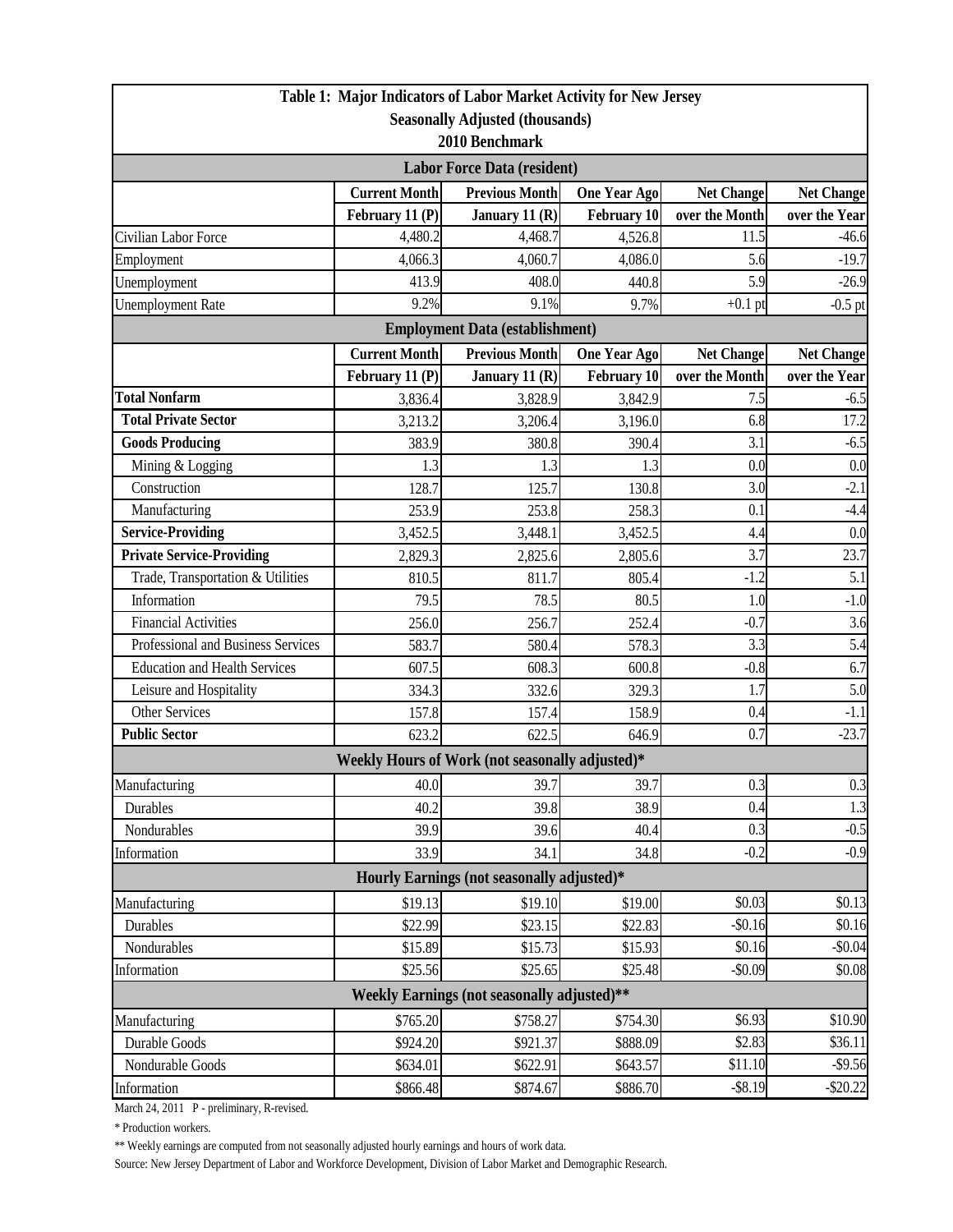| Table 1: Major Indicators of Labor Market Activity for New Jersey<br>Seasonally Adjusted (thousands)<br>2010 Benchmark | | | | | |
|---|---|---|---|---|---|
| **Labor Force Data (resident)** | | | | | |
| | **Current Month** | **Previous Month** | **One Year Ago** | **Net Change** | **Net Change** |
| | **February 11 (P)** | **January 11 (R)** | **February 10** | **over the Month** | **over the Year** |
| Civilian Labor Force | 4,480.2 | 4,468.7 | 4,526.8 | 11.5 | -46.6 |
| Employment | 4,066.3 | 4,060.7 | 4,086.0 | 5.6 | -19.7 |
| Unemployment | 413.9 | 408.0 | 440.8 | 5.9 | -26.9 |
| Unemployment Rate | 9.2% | 9.1% | 9.7% | +0.1 pt | -0.5 pt |
| **Employment Data (establishment)** | | | | | |
| | **Current Month** | **Previous Month** | **One Year Ago** | **Net Change** | **Net Change** |
| | **February 11 (P)** | **January 11 (R)** | **February 10** | **over the Month** | **over the Year** |
| **Total Nonfarm** | 3,836.4 | 3,828.9 | 3,842.9 | 7.5 | -6.5 |
| **Total Private Sector** | 3,213.2 | 3,206.4 | 3,196.0 | 6.8 | 17.2 |
| **Goods Producing** | 383.9 | 380.8 | 390.4 | 3.1 | -6.5 |
| Mining & Logging | 1.3 | 1.3 | 1.3 | 0.0 | 0.0 |
| Construction | 128.7 | 125.7 | 130.8 | 3.0 | -2.1 |
| Manufacturing | 253.9 | 253.8 | 258.3 | 0.1 | -4.4 |
| **Service-Providing** | 3,452.5 | 3,448.1 | 3,452.5 | 4.4 | 0.0 |
| **Private Service-Providing** | 2,829.3 | 2,825.6 | 2,805.6 | 3.7 | 23.7 |
| Trade, Transportation & Utilities | 810.5 | 811.7 | 805.4 | -1.2 | 5.1 |
| Information | 79.5 | 78.5 | 80.5 | 1.0 | -1.0 |
| Financial Activities | 256.0 | 256.7 | 252.4 | -0.7 | 3.6 |
| Professional and Business Services | 583.7 | 580.4 | 578.3 | 3.3 | 5.4 |
| Education and Health Services | 607.5 | 608.3 | 600.8 | -0.8 | 6.7 |
| Leisure and Hospitality | 334.3 | 332.6 | 329.3 | 1.7 | 5.0 |
| Other Services | 157.8 | 157.4 | 158.9 | 0.4 | -1.1 |
| **Public Sector** | 623.2 | 622.5 | 646.9 | 0.7 | -23.7 |
| **Weekly Hours of Work (not seasonally adjusted)*** | | | | | |
| Manufacturing | 40.0 | 39.7 | 39.7 | 0.3 | 0.3 |
| Durables | 40.2 | 39.8 | 38.9 | 0.4 | 1.3 |
| Nondurables | 39.9 | 39.6 | 40.4 | 0.3 | -0.5 |
| Information | 33.9 | 34.1 | 34.8 | -0.2 | -0.9 |
| **Hourly Earnings (not seasonally adjusted)*** | | | | | |
| Manufacturing | $19.13 | $19.10 | $19.00 | $0.03 | $0.13 |
| Durables | $22.99 | $23.15 | $22.83 | -$0.16 | $0.16 |
| Nondurables | $15.89 | $15.73 | $15.93 | $0.16 | -$0.04 |
| Information | $25.56 | $25.65 | $25.48 | -$0.09 | $0.08 |
| **Weekly Earnings (not seasonally adjusted)**** | | | | | |
| Manufacturing | $765.20 | $758.27 | $754.30 | $6.93 | $10.90 |
| Durable Goods | $924.20 | $921.37 | $888.09 | $2.83 | $36.11 |
| Nondurable Goods | $634.01 | $622.91 | $643.57 | $11.10 | -$9.56 |
| Information | $866.48 | $874.67 | $886.70 | -$8.19 | -$20.22 |

March 24, 2011 P - preliminary, R-revised.

* Production workers.

** Weekly earnings are computed from not seasonally adjusted hourly earnings and hours of work data.

Source: New Jersey Department of Labor and Workforce Development, Division of Labor Market and Demographic Research.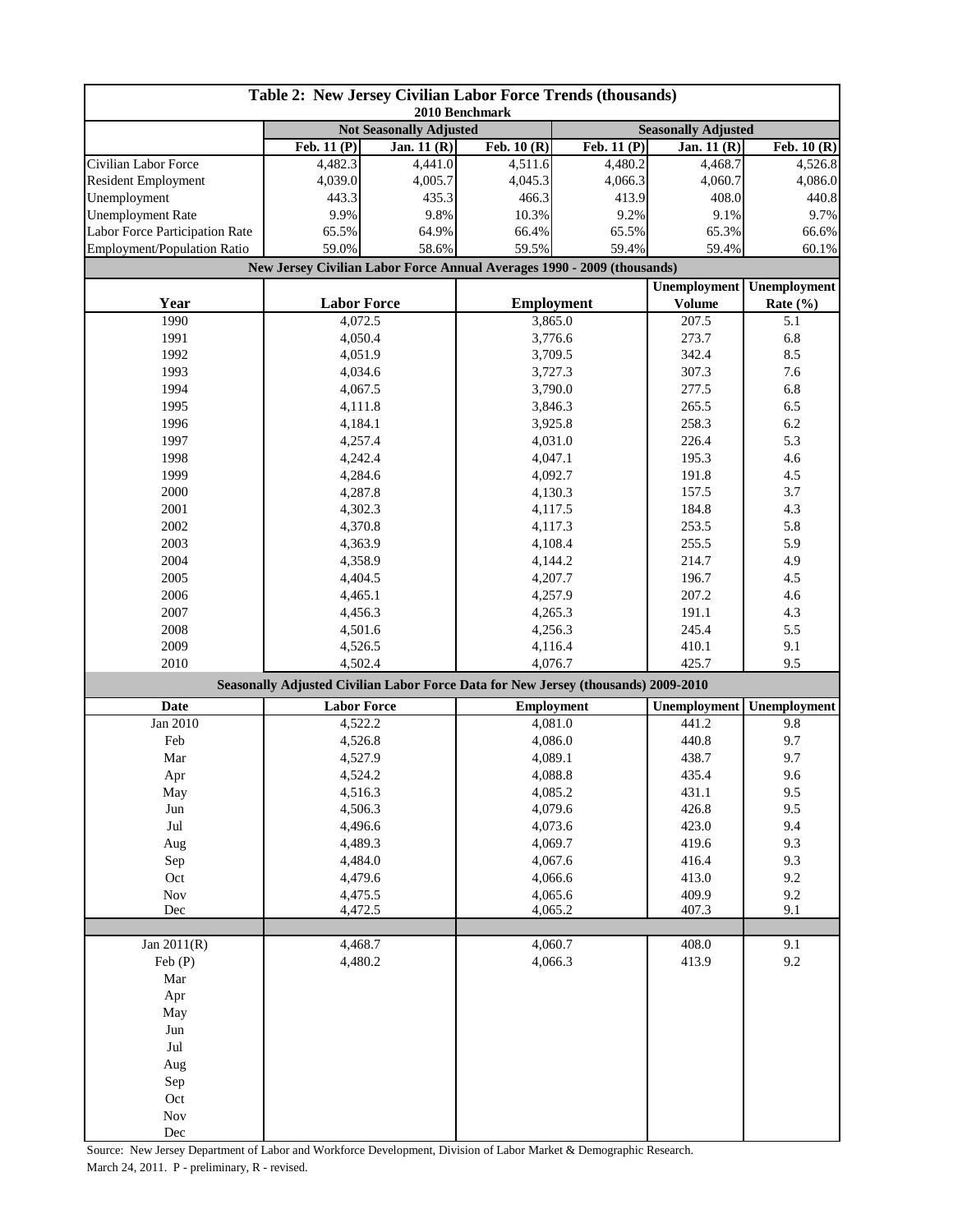# Table 2: New Jersey Civilian Labor Force Trends (thousands)

2010 Benchmark

| | Not Seasonally Adjusted | | | Seasonally Adjusted | | |
|---|---|---|---|---|---|---|
| | Feb. 11 (P) | Jan. 11 (R) | Feb. 10 (R) | Feb. 11 (P) | Jan. 11 (R) | Feb. 10 (R) |
| Civilian Labor Force | 4,482.3 | 4,441.0 | 4,511.6 | 4,480.2 | 4,468.7 | 4,526.8 |
| Resident Employment | 4,039.0 | 4,005.7 | 4,045.3 | 4,066.3 | 4,060.7 | 4,086.0 |
| Unemployment | 443.3 | 435.3 | 466.3 | 413.9 | 408.0 | 440.8 |
| Unemployment Rate | 9.9% | 9.8% | 10.3% | 9.2% | 9.1% | 9.7% |
| Labor Force Participation Rate | 65.5% | 64.9% | 66.4% | 65.5% | 65.3% | 66.6% |
| Employment/Population Ratio | 59.0% | 58.6% | 59.5% | 59.4% | 59.4% | 60.1% |

## New Jersey Civilian Labor Force Annual Averages 1990 - 2009 (thousands)

| Year | Labor Force | Employment | Unemployment Volume | Unemployment Rate (%) |
|---|---|---|---|---|
| 1990 | 4,072.5 | 3,865.0 | 207.5 | 5.1 |
| 1991 | 4,050.4 | 3,776.6 | 273.7 | 6.8 |
| 1992 | 4,051.9 | 3,709.5 | 342.4 | 8.5 |
| 1993 | 4,034.6 | 3,727.3 | 307.3 | 7.6 |
| 1994 | 4,067.5 | 3,790.0 | 277.5 | 6.8 |
| 1995 | 4,111.8 | 3,846.3 | 265.5 | 6.5 |
| 1996 | 4,184.1 | 3,925.8 | 258.3 | 6.2 |
| 1997 | 4,257.4 | 4,031.0 | 226.4 | 5.3 |
| 1998 | 4,242.4 | 4,047.1 | 195.3 | 4.6 |
| 1999 | 4,284.6 | 4,092.7 | 191.8 | 4.5 |
| 2000 | 4,287.8 | 4,130.3 | 157.5 | 3.7 |
| 2001 | 4,302.3 | 4,117.5 | 184.8 | 4.3 |
| 2002 | 4,370.8 | 4,117.3 | 253.5 | 5.8 |
| 2003 | 4,363.9 | 4,108.4 | 255.5 | 5.9 |
| 2004 | 4,358.9 | 4,144.2 | 214.7 | 4.9 |
| 2005 | 4,404.5 | 4,207.7 | 196.7 | 4.5 |
| 2006 | 4,465.1 | 4,257.9 | 207.2 | 4.6 |
| 2007 | 4,456.3 | 4,265.3 | 191.1 | 4.3 |
| 2008 | 4,501.6 | 4,256.3 | 245.4 | 5.5 |
| 2009 | 4,526.5 | 4,116.4 | 410.1 | 9.1 |
| 2010 | 4,502.4 | 4,076.7 | 425.7 | 9.5 |

## Seasonally Adjusted Civilian Labor Force Data for New Jersey (thousands) 2009-2010

| Date | Labor Force | Employment | Unemployment | Unemployment |
|---|---|---|---|---|
| Jan 2010 | 4,522.2 | 4,081.0 | 441.2 | 9.8 |
| Feb | 4,526.8 | 4,086.0 | 440.8 | 9.7 |
| Mar | 4,527.9 | 4,089.1 | 438.7 | 9.7 |
| Apr | 4,524.2 | 4,088.8 | 435.4 | 9.6 |
| May | 4,516.3 | 4,085.2 | 431.1 | 9.5 |
| Jun | 4,506.3 | 4,079.6 | 426.8 | 9.5 |
| Jul | 4,496.6 | 4,073.6 | 423.0 | 9.4 |
| Aug | 4,489.3 | 4,069.7 | 419.6 | 9.3 |
| Sep | 4,484.0 | 4,067.6 | 416.4 | 9.3 |
| Oct | 4,479.6 | 4,066.6 | 413.0 | 9.2 |
| Nov | 4,475.5 | 4,065.6 | 409.9 | 9.2 |
| Dec | 4,472.5 | 4,065.2 | 407.3 | 9.1 |
| | | | | |
| Jan 2011(R) | 4,468.7 | 4,060.7 | 408.0 | 9.1 |
| Feb (P) | 4,480.2 | 4,066.3 | 413.9 | 9.2 |
| Mar | | | | |
| Apr | | | | |
| May | | | | |
| Jun | | | | |
| Jul | | | | |
| Aug | | | | |
| Sep | | | | |
| Oct | | | | |
| Nov | | | | |
| Dec | | | | |

Source: New Jersey Department of Labor and Workforce Development, Division of Labor Market & Demographic Research.

March 24, 2011. P - preliminary, R - revised.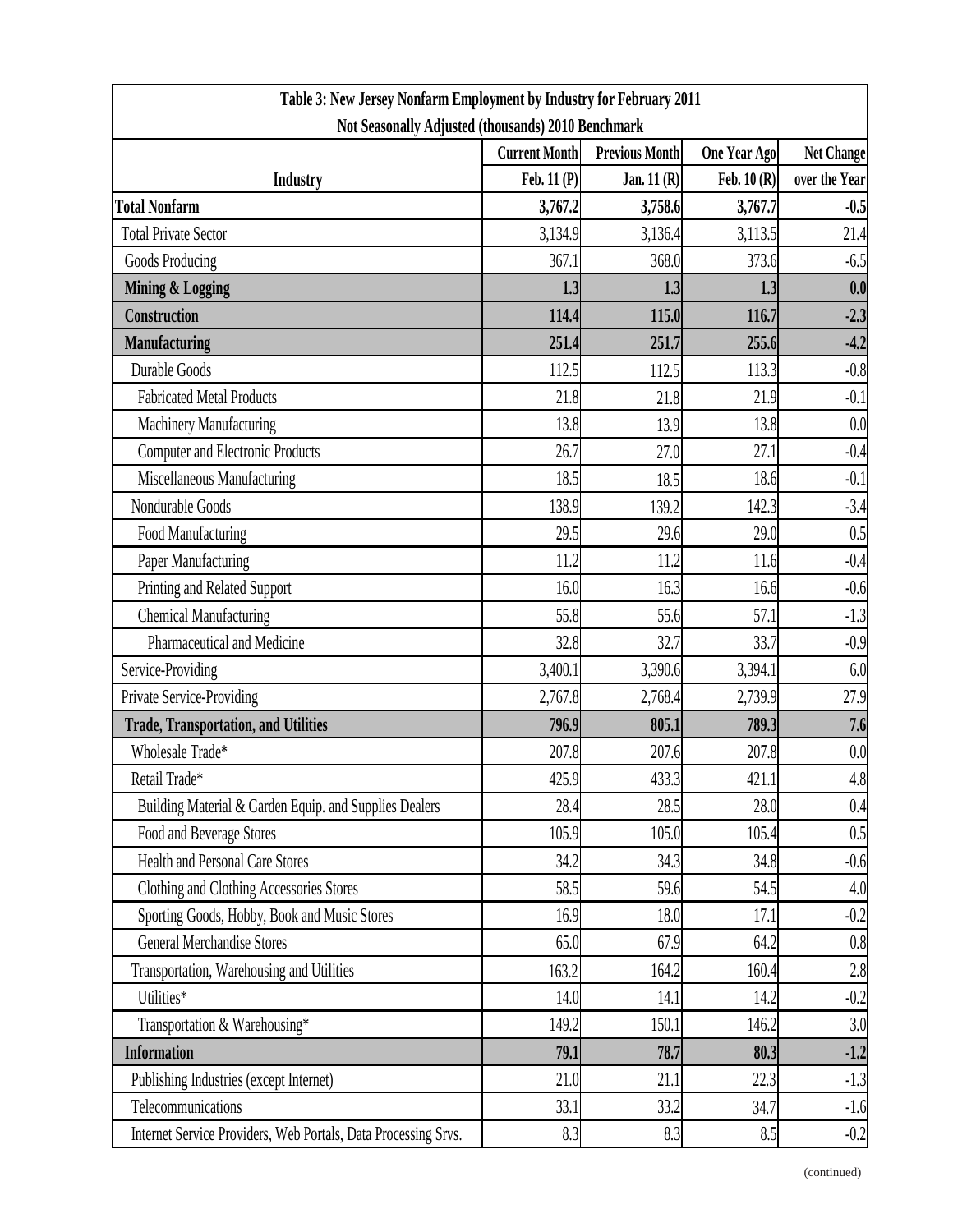| Table 3: New Jersey Nonfarm Employment by Industry for February 2011<br>Not Seasonally Adjusted (thousands) 2010 Benchmark | | | | |
|---|---|---|---|---|
| | **Current Month** | **Previous Month** | **One Year Ago** | **Net Change** |
| **Industry** | **Feb. 11 (P)** | **Jan. 11 (R)** | **Feb. 10 (R)** | **over the Year** |
| **Total Nonfarm** | **3,767.2** | **3,758.6** | **3,767.7** | **-0.5** |
| Total Private Sector | 3,134.9 | 3,136.4 | 3,113.5 | 21.4 |
| Goods Producing | 367.1 | 368.0 | 373.6 | -6.5 |
| **Mining & Logging** | **1.3** | **1.3** | **1.3** | **0.0** |
| **Construction** | **114.4** | **115.0** | **116.7** | **-2.3** |
| **Manufacturing** | **251.4** | **251.7** | **255.6** | **-4.2** |
| Durable Goods | 112.5 | 112.5 | 113.3 | -0.8 |
| Fabricated Metal Products | 21.8 | 21.8 | 21.9 | -0.1 |
| Machinery Manufacturing | 13.8 | 13.9 | 13.8 | 0.0 |
| Computer and Electronic Products | 26.7 | 27.0 | 27.1 | -0.4 |
| Miscellaneous Manufacturing | 18.5 | 18.5 | 18.6 | -0.1 |
| Nondurable Goods | 138.9 | 139.2 | 142.3 | -3.4 |
| Food Manufacturing | 29.5 | 29.6 | 29.0 | 0.5 |
| Paper Manufacturing | 11.2 | 11.2 | 11.6 | -0.4 |
| Printing and Related Support | 16.0 | 16.3 | 16.6 | -0.6 |
| Chemical Manufacturing | 55.8 | 55.6 | 57.1 | -1.3 |
| Pharmaceutical and Medicine | 32.8 | 32.7 | 33.7 | -0.9 |
| Service-Providing | 3,400.1 | 3,390.6 | 3,394.1 | 6.0 |
| Private Service-Providing | 2,767.8 | 2,768.4 | 2,739.9 | 27.9 |
| **Trade, Transportation, and Utilities** | **796.9** | **805.1** | **789.3** | **7.6** |
| Wholesale Trade* | 207.8 | 207.6 | 207.8 | 0.0 |
| Retail Trade* | 425.9 | 433.3 | 421.1 | 4.8 |
| Building Material & Garden Equip. and Supplies Dealers | 28.4 | 28.5 | 28.0 | 0.4 |
| Food and Beverage Stores | 105.9 | 105.0 | 105.4 | 0.5 |
| Health and Personal Care Stores | 34.2 | 34.3 | 34.8 | -0.6 |
| Clothing and Clothing Accessories Stores | 58.5 | 59.6 | 54.5 | 4.0 |
| Sporting Goods, Hobby, Book and Music Stores | 16.9 | 18.0 | 17.1 | -0.2 |
| General Merchandise Stores | 65.0 | 67.9 | 64.2 | 0.8 |
| Transportation, Warehousing and Utilities | 163.2 | 164.2 | 160.4 | 2.8 |
| Utilities* | 14.0 | 14.1 | 14.2 | -0.2 |
| Transportation & Warehousing* | 149.2 | 150.1 | 146.2 | 3.0 |
| **Information** | **79.1** | **78.7** | **80.3** | **-1.2** |
| Publishing Industries (except Internet) | 21.0 | 21.1 | 22.3 | -1.3 |
| Telecommunications | 33.1 | 33.2 | 34.7 | -1.6 |
| Internet Service Providers, Web Portals, Data Processing Srvs. | 8.3 | 8.3 | 8.5 | -0.2 |

(continued)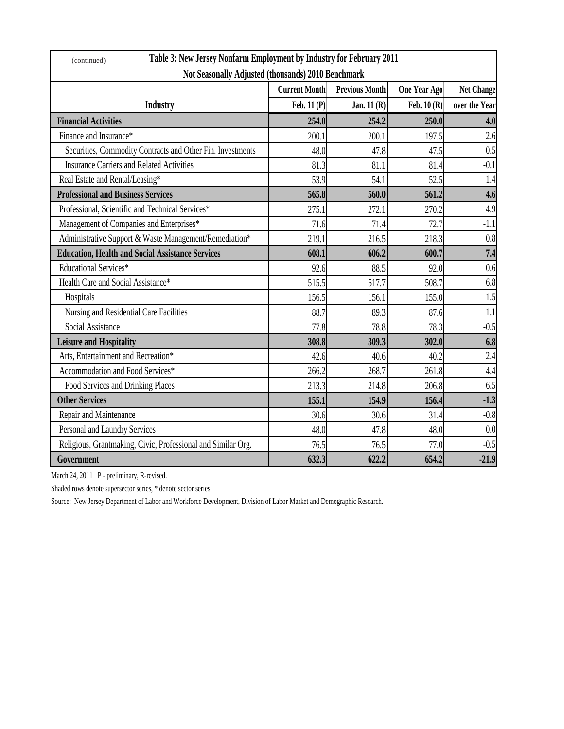(continued)

**Table 3: New Jersey Nonfarm Employment by Industry for February 2011**

**Not Seasonally Adjusted (thousands) 2010 Benchmark**

| Industry | Current Month Feb. 11 (P) | Previous Month Jan. 11 (R) | One Year Ago Feb. 10 (R) | Net Change over the Year |
|---|---|---|---|---|
| **Financial Activities** | **254.0** | **254.2** | **250.0** | **4.0** |
| Finance and Insurance* | 200.1 | 200.1 | 197.5 | 2.6 |
| Securities, Commodity Contracts and Other Fin. Investments | 48.0 | 47.8 | 47.5 | 0.5 |
| Insurance Carriers and Related Activities | 81.3 | 81.1 | 81.4 | -0.1 |
| Real Estate and Rental/Leasing* | 53.9 | 54.1 | 52.5 | 1.4 |
| **Professional and Business Services** | **565.8** | **560.0** | **561.2** | **4.6** |
| Professional, Scientific and Technical Services* | 275.1 | 272.1 | 270.2 | 4.9 |
| Management of Companies and Enterprises* | 71.6 | 71.4 | 72.7 | -1.1 |
| Administrative Support & Waste Management/Remediation* | 219.1 | 216.5 | 218.3 | 0.8 |
| **Education, Health and Social Assistance Services** | **608.1** | **606.2** | **600.7** | **7.4** |
| Educational Services* | 92.6 | 88.5 | 92.0 | 0.6 |
| Health Care and Social Assistance* | 515.5 | 517.7 | 508.7 | 6.8 |
| Hospitals | 156.5 | 156.1 | 155.0 | 1.5 |
| Nursing and Residential Care Facilities | 88.7 | 89.3 | 87.6 | 1.1 |
| Social Assistance | 77.8 | 78.8 | 78.3 | -0.5 |
| **Leisure and Hospitality** | **308.8** | **309.3** | **302.0** | **6.8** |
| Arts, Entertainment and Recreation* | 42.6 | 40.6 | 40.2 | 2.4 |
| Accommodation and Food Services* | 266.2 | 268.7 | 261.8 | 4.4 |
| Food Services and Drinking Places | 213.3 | 214.8 | 206.8 | 6.5 |
| **Other Services** | **155.1** | **154.9** | **156.4** | **-1.3** |
| Repair and Maintenance | 30.6 | 30.6 | 31.4 | -0.8 |
| Personal and Laundry Services | 48.0 | 47.8 | 48.0 | 0.0 |
| Religious, Grantmaking, Civic, Professional and Similar Org. | 76.5 | 76.5 | 77.0 | -0.5 |
| **Government** | **632.3** | **622.2** | **654.2** | **-21.9** |

March 24, 2011 P - preliminary, R-revised.

Shaded rows denote supersector series, * denote sector series.

Source: New Jersey Department of Labor and Workforce Development, Division of Labor Market and Demographic Research.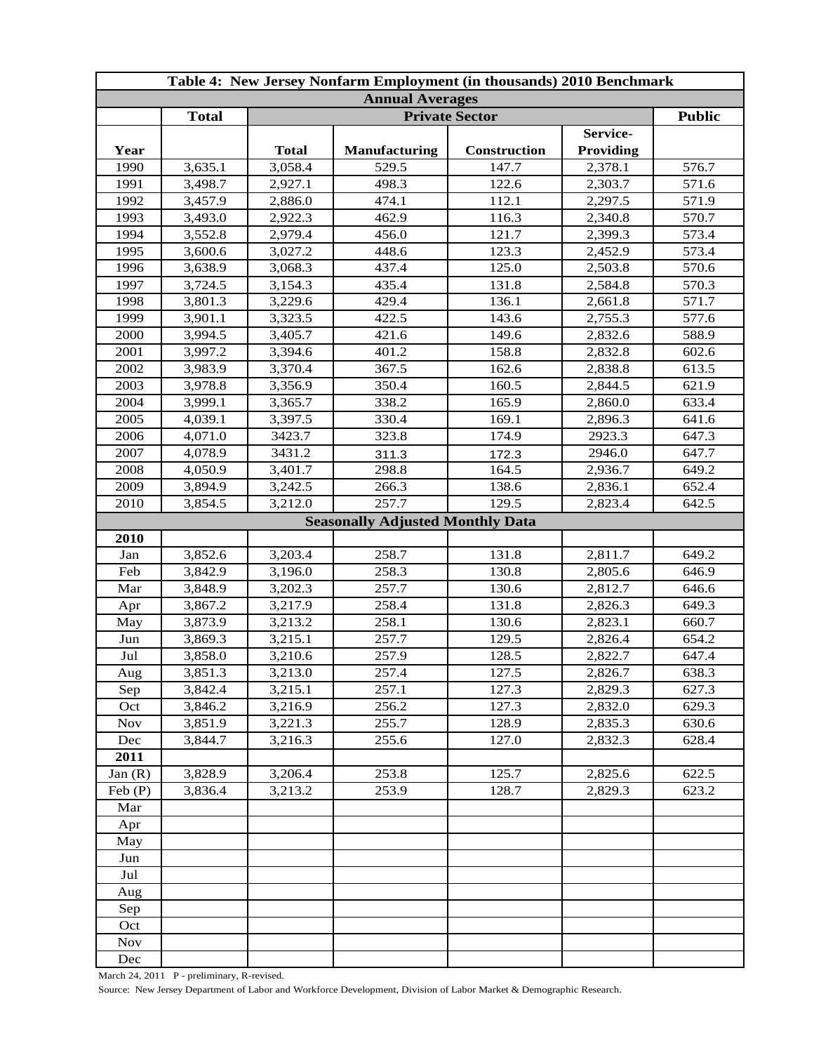| Table 4: New Jersey Nonfarm Employment (in thousands) 2010 Benchmark | | | | | | |
|---|---|---|---|---|---|---|
| **Annual Averages** | | | | | | |
| | **Total** | **Private Sector** | | | | **Public** |
| **Year** | | **Total** | **Manufacturing** | **Construction** | **Service-Providing** | |
| 1990 | 3,635.1 | 3,058.4 | 529.5 | 147.7 | 2,378.1 | 576.7 |
| 1991 | 3,498.7 | 2,927.1 | 498.3 | 122.6 | 2,303.7 | 571.6 |
| 1992 | 3,457.9 | 2,886.0 | 474.1 | 112.1 | 2,297.5 | 571.9 |
| 1993 | 3,493.0 | 2,922.3 | 462.9 | 116.3 | 2,340.8 | 570.7 |
| 1994 | 3,552.8 | 2,979.4 | 456.0 | 121.7 | 2,399.3 | 573.4 |
| 1995 | 3,600.6 | 3,027.2 | 448.6 | 123.3 | 2,452.9 | 573.4 |
| 1996 | 3,638.9 | 3,068.3 | 437.4 | 125.0 | 2,503.8 | 570.6 |
| 1997 | 3,724.5 | 3,154.3 | 435.4 | 131.8 | 2,584.8 | 570.3 |
| 1998 | 3,801.3 | 3,229.6 | 429.4 | 136.1 | 2,661.8 | 571.7 |
| 1999 | 3,901.1 | 3,323.5 | 422.5 | 143.6 | 2,755.3 | 577.6 |
| 2000 | 3,994.5 | 3,405.7 | 421.6 | 149.6 | 2,832.6 | 588.9 |
| 2001 | 3,997.2 | 3,394.6 | 401.2 | 158.8 | 2,832.8 | 602.6 |
| 2002 | 3,983.9 | 3,370.4 | 367.5 | 162.6 | 2,838.8 | 613.5 |
| 2003 | 3,978.8 | 3,356.9 | 350.4 | 160.5 | 2,844.5 | 621.9 |
| 2004 | 3,999.1 | 3,365.7 | 338.2 | 165.9 | 2,860.0 | 633.4 |
| 2005 | 4,039.1 | 3,397.5 | 330.4 | 169.1 | 2,896.3 | 641.6 |
| 2006 | 4,071.0 | 3423.7 | 323.8 | 174.9 | 2923.3 | 647.3 |
| 2007 | 4,078.9 | 3431.2 | 311.3 | 172.3 | 2946.0 | 647.7 |
| 2008 | 4,050.9 | 3,401.7 | 298.8 | 164.5 | 2,936.7 | 649.2 |
| 2009 | 3,894.9 | 3,242.5 | 266.3 | 138.6 | 2,836.1 | 652.4 |
| 2010 | 3,854.5 | 3,212.0 | 257.7 | 129.5 | 2,823.4 | 642.5 |
| **Seasonally Adjusted Monthly Data** | | | | | | |
| **2010** | | | | | | |
| Jan | 3,852.6 | 3,203.4 | 258.7 | 131.8 | 2,811.7 | 649.2 |
| Feb | 3,842.9 | 3,196.0 | 258.3 | 130.8 | 2,805.6 | 646.9 |
| Mar | 3,848.9 | 3,202.3 | 257.7 | 130.6 | 2,812.7 | 646.6 |
| Apr | 3,867.2 | 3,217.9 | 258.4 | 131.8 | 2,826.3 | 649.3 |
| May | 3,873.9 | 3,213.2 | 258.1 | 130.6 | 2,823.1 | 660.7 |
| Jun | 3,869.3 | 3,215.1 | 257.7 | 129.5 | 2,826.4 | 654.2 |
| Jul | 3,858.0 | 3,210.6 | 257.9 | 128.5 | 2,822.7 | 647.4 |
| Aug | 3,851.3 | 3,213.0 | 257.4 | 127.5 | 2,826.7 | 638.3 |
| Sep | 3,842.4 | 3,215.1 | 257.1 | 127.3 | 2,829.3 | 627.3 |
| Oct | 3,846.2 | 3,216.9 | 256.2 | 127.3 | 2,832.0 | 629.3 |
| Nov | 3,851.9 | 3,221.3 | 255.7 | 128.9 | 2,835.3 | 630.6 |
| Dec | 3,844.7 | 3,216.3 | 255.6 | 127.0 | 2,832.3 | 628.4 |
| **2011** | | | | | | |
| Jan (R) | 3,828.9 | 3,206.4 | 253.8 | 125.7 | 2,825.6 | 622.5 |
| Feb (P) | 3,836.4 | 3,213.2 | 253.9 | 128.7 | 2,829.3 | 623.2 |
| Mar | | | | | | |
| Apr | | | | | | |
| May | | | | | | |
| Jun | | | | | | |
| Jul | | | | | | |
| Aug | | | | | | |
| Sep | | | | | | |
| Oct | | | | | | |
| Nov | | | | | | |
| Dec | | | | | | |

March 24, 2011 P - preliminary, R-revised.

Source: New Jersey Department of Labor and Workforce Development, Division of Labor Market & Demographic Research.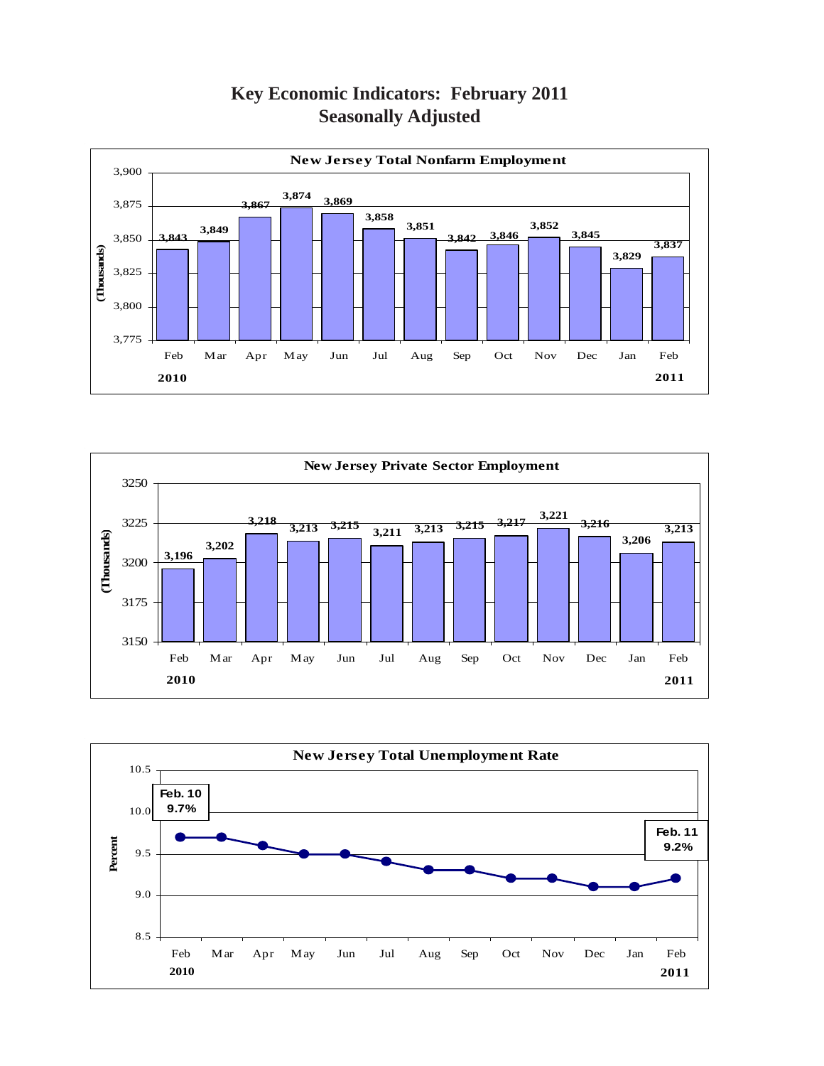# Key Economic Indicators: February 2011
## Seasonally Adjusted

**New Jersey Total Nonfarm Employment**

(Thousands)

3,900
3,875
3,850
3,825
3,800
3,775

3,843 3,849 3,867 3,874 3,869 3,858 3,851 3,842 3,846 3,852 3,845 3,829 3,837

Feb Mar Apr May Jun Jul Aug Sep Oct Nov Dec Jan Feb

2010 2011

**New Jersey Private Sector Employment**

(Thousands)

3250
3225
3200
3175
3150

3,196 3,202 3,218 3,213 3,215 3,211 3,213 3,215 3,217 3,221 3,216 3,206 3,213

Feb Mar Apr May Jun Jul Aug Sep Oct Nov Dec Jan Feb

2010 2011

**New Jersey Total Unemployment Rate**

Percent

10.5
10.0
9.5
9.0
8.5

Feb. 10
9.7%

Feb. 11
9.2%

Feb Mar Apr May Jun Jul Aug Sep Oct Nov Dec Jan Feb

2010 2011